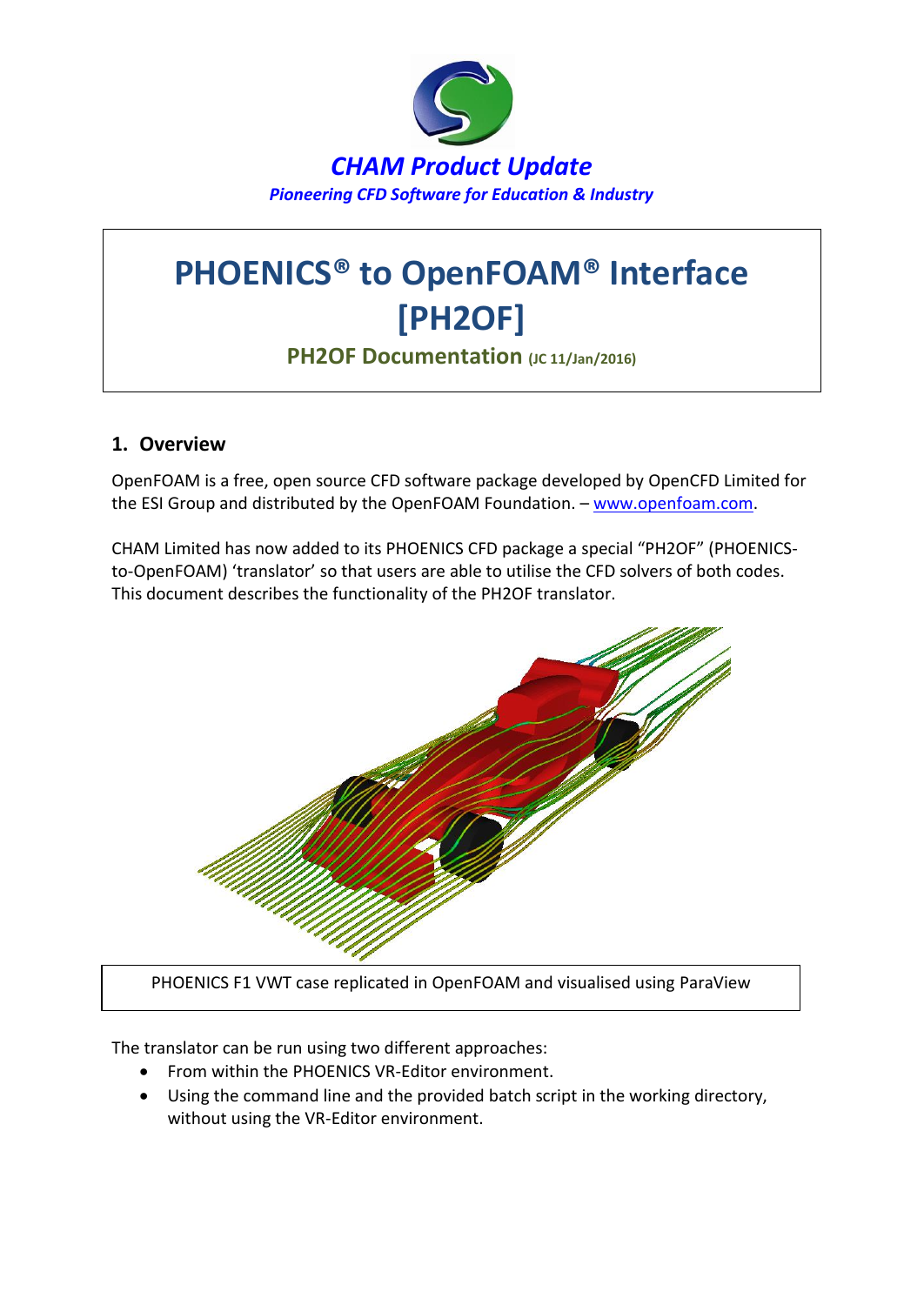*CHAM Product Update*

*Pioneering CFD Software for Education & Industry*

# PHOENICS® to OpenFOAM® Interface [PH2OF]

### PH2OF Documentation (JC 11/Jan/2016)

## 1. Overview

OpenFOAM is a free, open source CFD software package developed by OpenCFD Limited for the ESI Group and distributed by the OpenFOAM Foundation. – www.openfoam.com.

CHAM Limited has now added to its PHOENICS CFD package a special "PH2OF" (PHOENICS-to-OpenFOAM) 'translator' so that users are able to utilise the CFD solvers of both codes. This document describes the functionality of the PH2OF translator.

PHOENICS F1 VWT case replicated in OpenFOAM and visualised using ParaView

The translator can be run using two different approaches:

- From within the PHOENICS VR-Editor environment.
- Using the command line and the provided batch script in the working directory, without using the VR-Editor environment.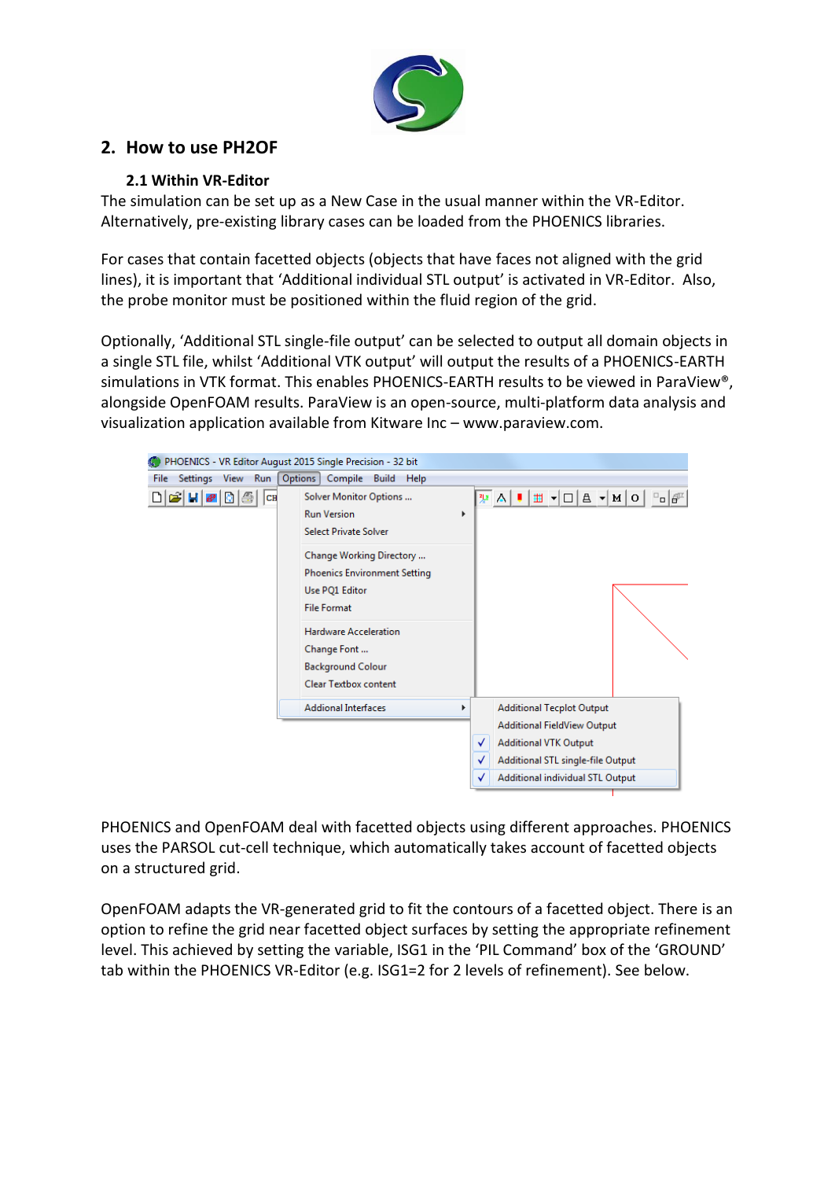## 2. How to use PH2OF

### 2.1 Within VR-Editor

The simulation can be set up as a New Case in the usual manner within the VR-Editor. Alternatively, pre-existing library cases can be loaded from the PHOENICS libraries.

For cases that contain facetted objects (objects that have faces not aligned with the grid lines), it is important that 'Additional individual STL output' is activated in VR-Editor. Also, the probe monitor must be positioned within the fluid region of the grid.

Optionally, 'Additional STL single-file output' can be selected to output all domain objects in a single STL file, whilst 'Additional VTK output' will output the results of a PHOENICS-EARTH simulations in VTK format. This enables PHOENICS-EARTH results to be viewed in ParaView®, alongside OpenFOAM results. ParaView is an open-source, multi-platform data analysis and visualization application available from Kitware Inc – www.paraview.com.

PHOENICS and OpenFOAM deal with facetted objects using different approaches. PHOENICS uses the PARSOL cut-cell technique, which automatically takes account of facetted objects on a structured grid.

OpenFOAM adapts the VR-generated grid to fit the contours of a facetted object. There is an option to refine the grid near facetted object surfaces by setting the appropriate refinement level. This achieved by setting the variable, ISG1 in the 'PIL Command' box of the 'GROUND' tab within the PHOENICS VR-Editor (e.g. ISG1=2 for 2 levels of refinement). See below.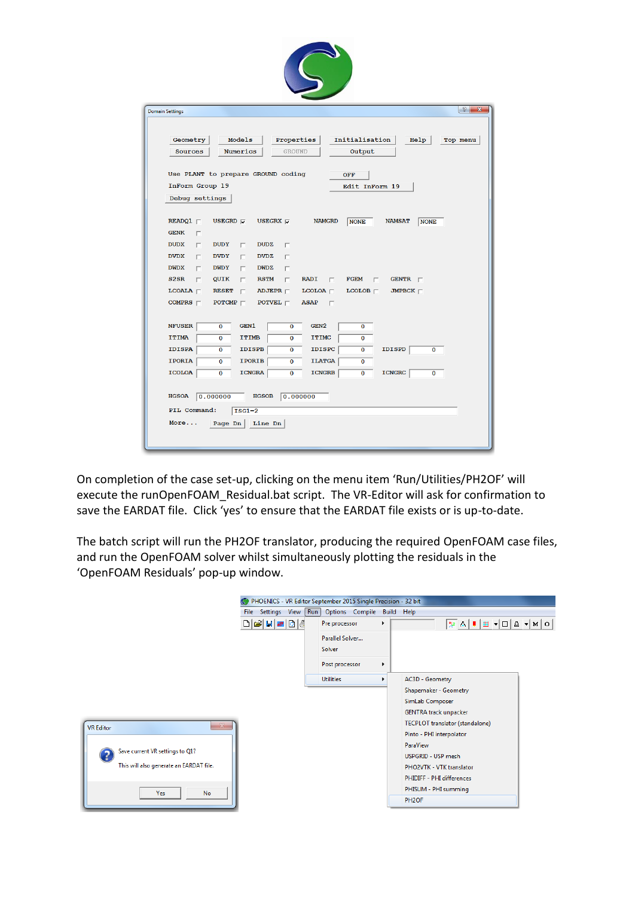On completion of the case set-up, clicking on the menu item 'Run/Utilities/PH2OF' will execute the runOpenFOAM_Residual.bat script. The VR-Editor will ask for confirmation to save the EARDAT file. Click 'yes' to ensure that the EARDAT file exists or is up-to-date.

The batch script will run the PH2OF translator, producing the required OpenFOAM case files, and run the OpenFOAM solver whilst simultaneously plotting the residuals in the 'OpenFOAM Residuals' pop-up window.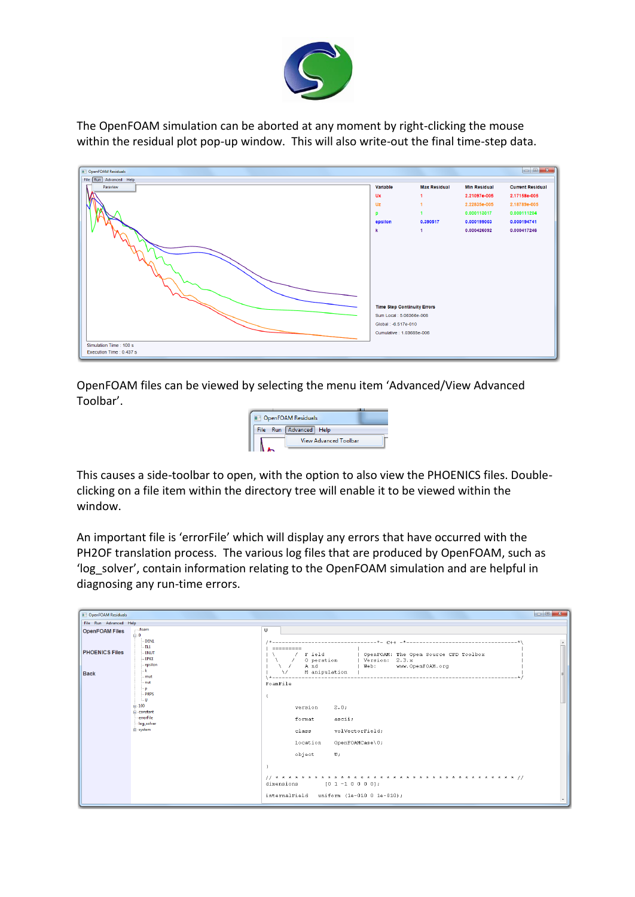The OpenFOAM simulation can be aborted at any moment by right-clicking the mouse within the residual plot pop-up window. This will also write-out the final time-step data.

OpenFOAM files can be viewed by selecting the menu item 'Advanced/View Advanced Toolbar'.

This causes a side-toolbar to open, with the option to also view the PHOENICS files. Double-clicking on a file item within the directory tree will enable it to be viewed within the window.

An important file is 'errorFile' which will display any errors that have occurred with the PH2OF translation process. The various log files that are produced by OpenFOAM, such as 'log_solver', contain information relating to the OpenFOAM simulation and are helpful in diagnosing any run-time errors.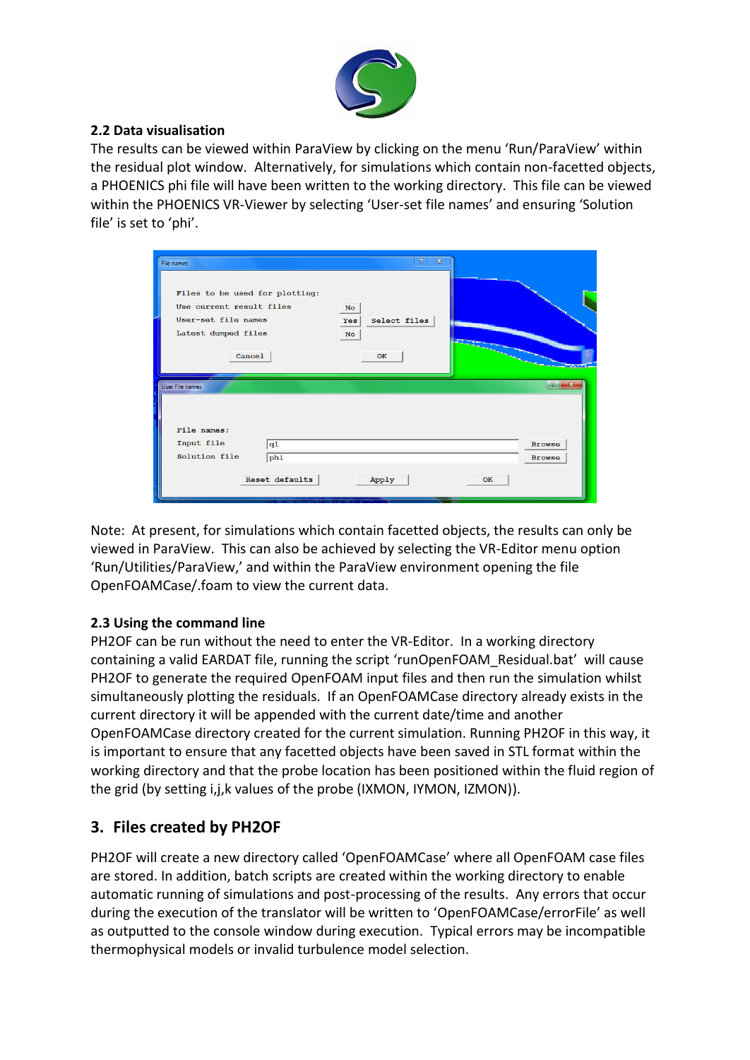## 2.2 Data visualisation

The results can be viewed within ParaView by clicking on the menu 'Run/ParaView' within the residual plot window. Alternatively, for simulations which contain non-facetted objects, a PHOENICS phi file will have been written to the working directory. This file can be viewed within the PHOENICS VR-Viewer by selecting 'User-set file names' and ensuring 'Solution file' is set to 'phi'.

Note: At present, for simulations which contain facetted objects, the results can only be viewed in ParaView. This can also be achieved by selecting the VR-Editor menu option 'Run/Utilities/ParaView,' and within the ParaView environment opening the file OpenFOAMCase/.foam to view the current data.

## 2.3 Using the command line

PH2OF can be run without the need to enter the VR-Editor. In a working directory containing a valid EARDAT file, running the script 'runOpenFOAM_Residual.bat' will cause PH2OF to generate the required OpenFOAM input files and then run the simulation whilst simultaneously plotting the residuals. If an OpenFOAMCase directory already exists in the current directory it will be appended with the current date/time and another OpenFOAMCase directory created for the current simulation. Running PH2OF in this way, it is important to ensure that any facetted objects have been saved in STL format within the working directory and that the probe location has been positioned within the fluid region of the grid (by setting i,j,k values of the probe (IXMON, IYMON, IZMON)).

# 3. Files created by PH2OF

PH2OF will create a new directory called 'OpenFOAMCase' where all OpenFOAM case files are stored. In addition, batch scripts are created within the working directory to enable automatic running of simulations and post-processing of the results. Any errors that occur during the execution of the translator will be written to 'OpenFOAMCase/errorFile' as well as outputted to the console window during execution. Typical errors may be incompatible thermophysical models or invalid turbulence model selection.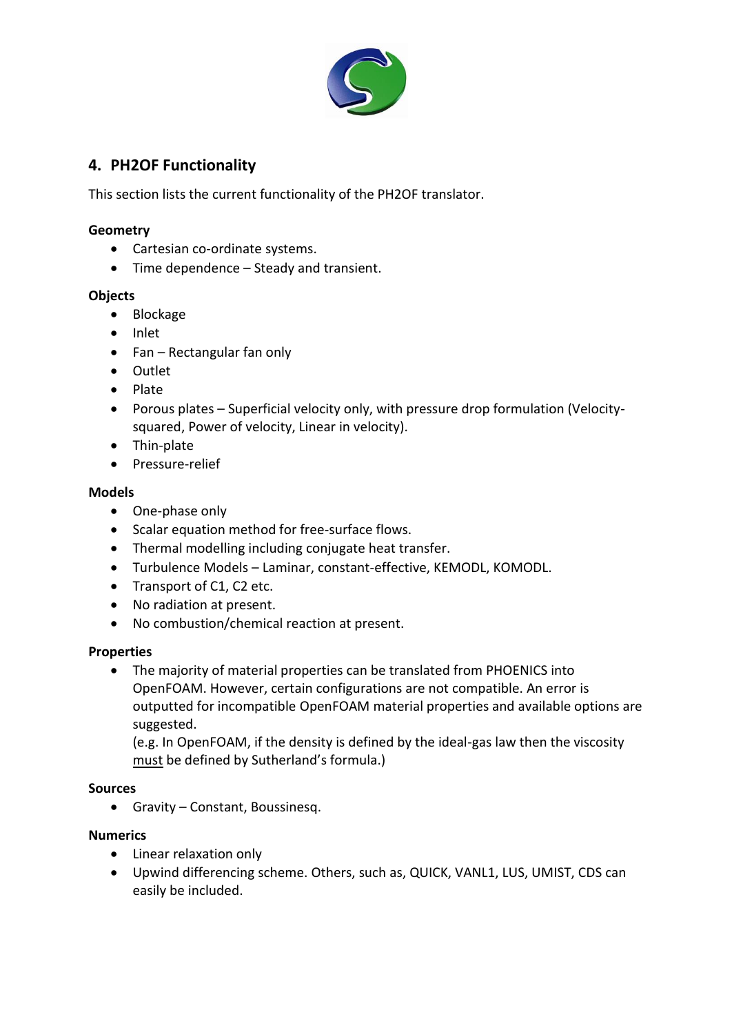## 4. PH2OF Functionality

This section lists the current functionality of the PH2OF translator.

### Geometry

- Cartesian co-ordinate systems.
- Time dependence – Steady and transient.

### Objects

- Blockage
- Inlet
- Fan – Rectangular fan only
- Outlet
- Plate
- Porous plates – Superficial velocity only, with pressure drop formulation (Velocity-squared, Power of velocity, Linear in velocity).
- Thin-plate
- Pressure-relief

### Models

- One-phase only
- Scalar equation method for free-surface flows.
- Thermal modelling including conjugate heat transfer.
- Turbulence Models – Laminar, constant-effective, KEMODL, KOMODL.
- Transport of C1, C2 etc.
- No radiation at present.
- No combustion/chemical reaction at present.

### Properties

- The majority of material properties can be translated from PHOENICS into OpenFOAM. However, certain configurations are not compatible. An error is outputted for incompatible OpenFOAM material properties and available options are suggested.
  (e.g. In OpenFOAM, if the density is defined by the ideal-gas law then the viscosity <u>must</u> be defined by Sutherland's formula.)

### Sources

- Gravity – Constant, Boussinesq.

### Numerics

- Linear relaxation only
- Upwind differencing scheme. Others, such as, QUICK, VANL1, LUS, UMIST, CDS can easily be included.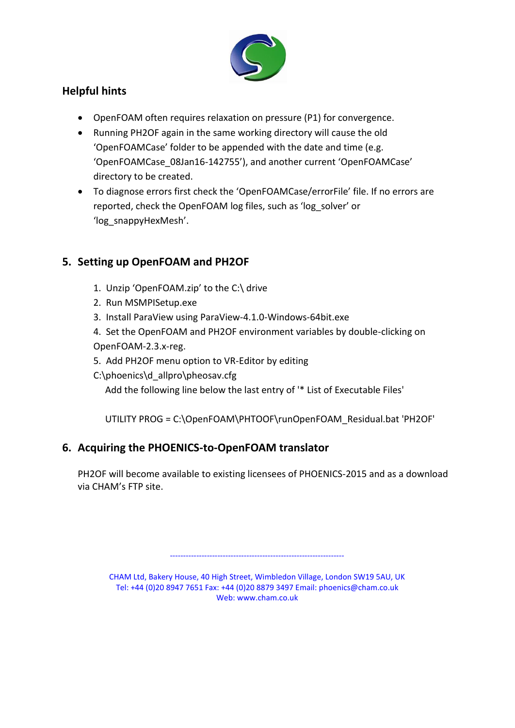## Helpful hints

- OpenFOAM often requires relaxation on pressure (P1) for convergence.
- Running PH2OF again in the same working directory will cause the old 'OpenFOAMCase' folder to be appended with the date and time (e.g. 'OpenFOAMCase_08Jan16-142755'), and another current 'OpenFOAMCase' directory to be created.
- To diagnose errors first check the 'OpenFOAMCase/errorFile' file. If no errors are reported, check the OpenFOAM log files, such as 'log_solver' or 'log_snappyHexMesh'.

## 5. Setting up OpenFOAM and PH2OF

1. Unzip 'OpenFOAM.zip' to the C:\ drive
2. Run MSMPISetup.exe
3. Install ParaView using ParaView-4.1.0-Windows-64bit.exe
4. Set the OpenFOAM and PH2OF environment variables by double-clicking on OpenFOAM-2.3.x-reg.
5. Add PH2OF menu option to VR-Editor by editing C:\phoenics\d_allpro\pheosav.cfg

   Add the following line below the last entry of '* List of Executable Files'

   ```
   UTILITY PROG = C:\OpenFOAM\PHTOOF\runOpenFOAM_Residual.bat 'PH2OF'
   ```

## 6. Acquiring the PHOENICS-to-OpenFOAM translator

PH2OF will become available to existing licensees of PHOENICS-2015 and as a download via CHAM's FTP site.

---

CHAM Ltd, Bakery House, 40 High Street, Wimbledon Village, London SW19 5AU, UK
Tel: +44 (0)20 8947 7651 Fax: +44 (0)20 8879 3497 Email: phoenics@cham.co.uk
Web: www.cham.co.uk